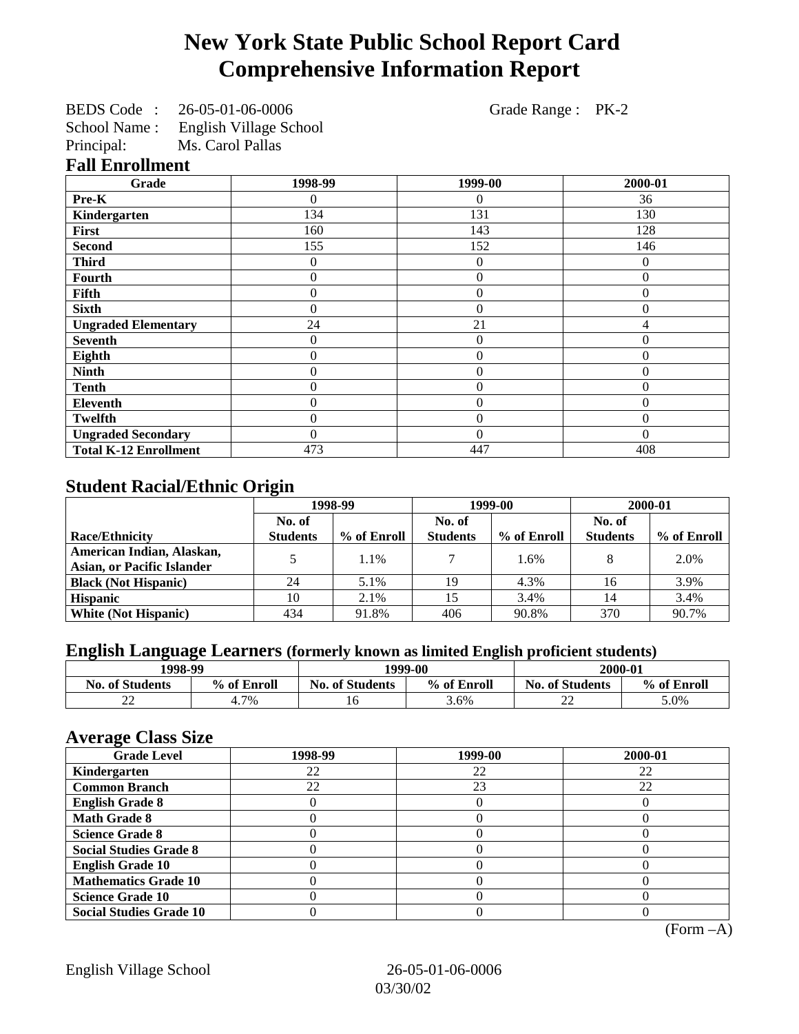# New York State Public School Report Card
# Comprehensive Information Report

BEDS Code : 26-05-01-06-0006 Grade Range : PK-2
School Name : English Village School
Principal: Ms. Carol Pallas

## Fall Enrollment

| Grade | 1998-99 | 1999-00 | 2000-01 |
|---|---|---|---|
| Pre-K | 0 | 0 | 36 |
| Kindergarten | 134 | 131 | 130 |
| First | 160 | 143 | 128 |
| Second | 155 | 152 | 146 |
| Third | 0 | 0 | 0 |
| Fourth | 0 | 0 | 0 |
| Fifth | 0 | 0 | 0 |
| Sixth | 0 | 0 | 0 |
| Ungraded Elementary | 24 | 21 | 4 |
| Seventh | 0 | 0 | 0 |
| Eighth | 0 | 0 | 0 |
| Ninth | 0 | 0 | 0 |
| Tenth | 0 | 0 | 0 |
| Eleventh | 0 | 0 | 0 |
| Twelfth | 0 | 0 | 0 |
| Ungraded Secondary | 0 | 0 | 0 |
| Total K-12 Enrollment | 473 | 447 | 408 |

## Student Racial/Ethnic Origin

| | 1998-99 | | 1999-00 | | 2000-01 | |
|---|---|---|---|---|---|---|
| Race/Ethnicity | No. of Students | % of Enroll | No. of Students | % of Enroll | No. of Students | % of Enroll |
| American Indian, Alaskan, Asian, or Pacific Islander | 5 | 1.1% | 7 | 1.6% | 8 | 2.0% |
| Black (Not Hispanic) | 24 | 5.1% | 19 | 4.3% | 16 | 3.9% |
| Hispanic | 10 | 2.1% | 15 | 3.4% | 14 | 3.4% |
| White (Not Hispanic) | 434 | 91.8% | 406 | 90.8% | 370 | 90.7% |

## English Language Learners (formerly known as limited English proficient students)

| 1998-99 | | 1999-00 | | 2000-01 | |
|---|---|---|---|---|---|
| No. of Students | % of Enroll | No. of Students | % of Enroll | No. of Students | % of Enroll |
| 22 | 4.7% | 16 | 3.6% | 22 | 5.0% |

## Average Class Size

| Grade Level | 1998-99 | 1999-00 | 2000-01 |
|---|---|---|---|
| Kindergarten | 22 | 22 | 22 |
| Common Branch | 22 | 23 | 22 |
| English Grade 8 | 0 | 0 | 0 |
| Math Grade 8 | 0 | 0 | 0 |
| Science Grade 8 | 0 | 0 | 0 |
| Social Studies Grade 8 | 0 | 0 | 0 |
| English Grade 10 | 0 | 0 | 0 |
| Mathematics Grade 10 | 0 | 0 | 0 |
| Science Grade 10 | 0 | 0 | 0 |
| Social Studies Grade 10 | 0 | 0 | 0 |

(Form –A)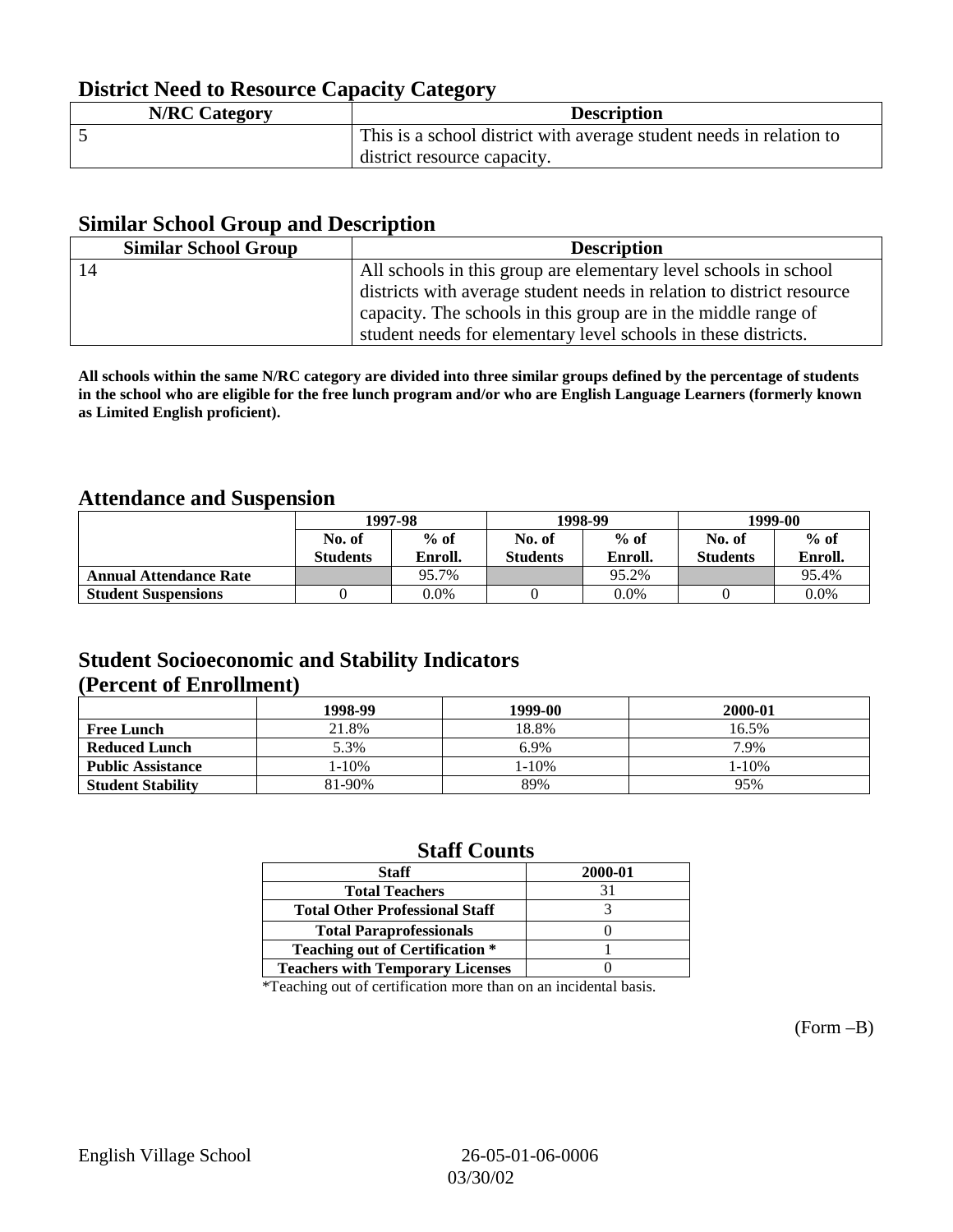## District Need to Resource Capacity Category

| N/RC Category | Description |
|---|---|
| 5 | This is a school district with average student needs in relation to district resource capacity. |

## Similar School Group and Description

| Similar School Group | Description |
|---|---|
| 14 | All schools in this group are elementary level schools in school districts with average student needs in relation to district resource capacity. The schools in this group are in the middle range of student needs for elementary level schools in these districts. |

**All schools within the same N/RC category are divided into three similar groups defined by the percentage of students in the school who are eligible for the free lunch program and/or who are English Language Learners (formerly known as Limited English proficient).**

## Attendance and Suspension

| | 1997-98 | | 1998-99 | | 1999-00 | |
|---|---|---|---|---|---|---|
| | No. of Students | % of Enroll. | No. of Students | % of Enroll. | No. of Students | % of Enroll. |
| **Annual Attendance Rate** | | 95.7% | | 95.2% | | 95.4% |
| **Student Suspensions** | 0 | 0.0% | 0 | 0.0% | 0 | 0.0% |

## Student Socioeconomic and Stability Indicators (Percent of Enrollment)

| | 1998-99 | 1999-00 | 2000-01 |
|---|---|---|---|
| **Free Lunch** | 21.8% | 18.8% | 16.5% |
| **Reduced Lunch** | 5.3% | 6.9% | 7.9% |
| **Public Assistance** | 1-10% | 1-10% | 1-10% |
| **Student Stability** | 81-90% | 89% | 95% |

## Staff Counts

| Staff | 2000-01 |
|---|---|
| Total Teachers | 31 |
| Total Other Professional Staff | 3 |
| Total Paraprofessionals | 0 |
| Teaching out of Certification * | 1 |
| Teachers with Temporary Licenses | 0 |

*Teaching out of certification more than on an incidental basis.

(Form –B)

English Village School 26-05-01-06-0006

03/30/02